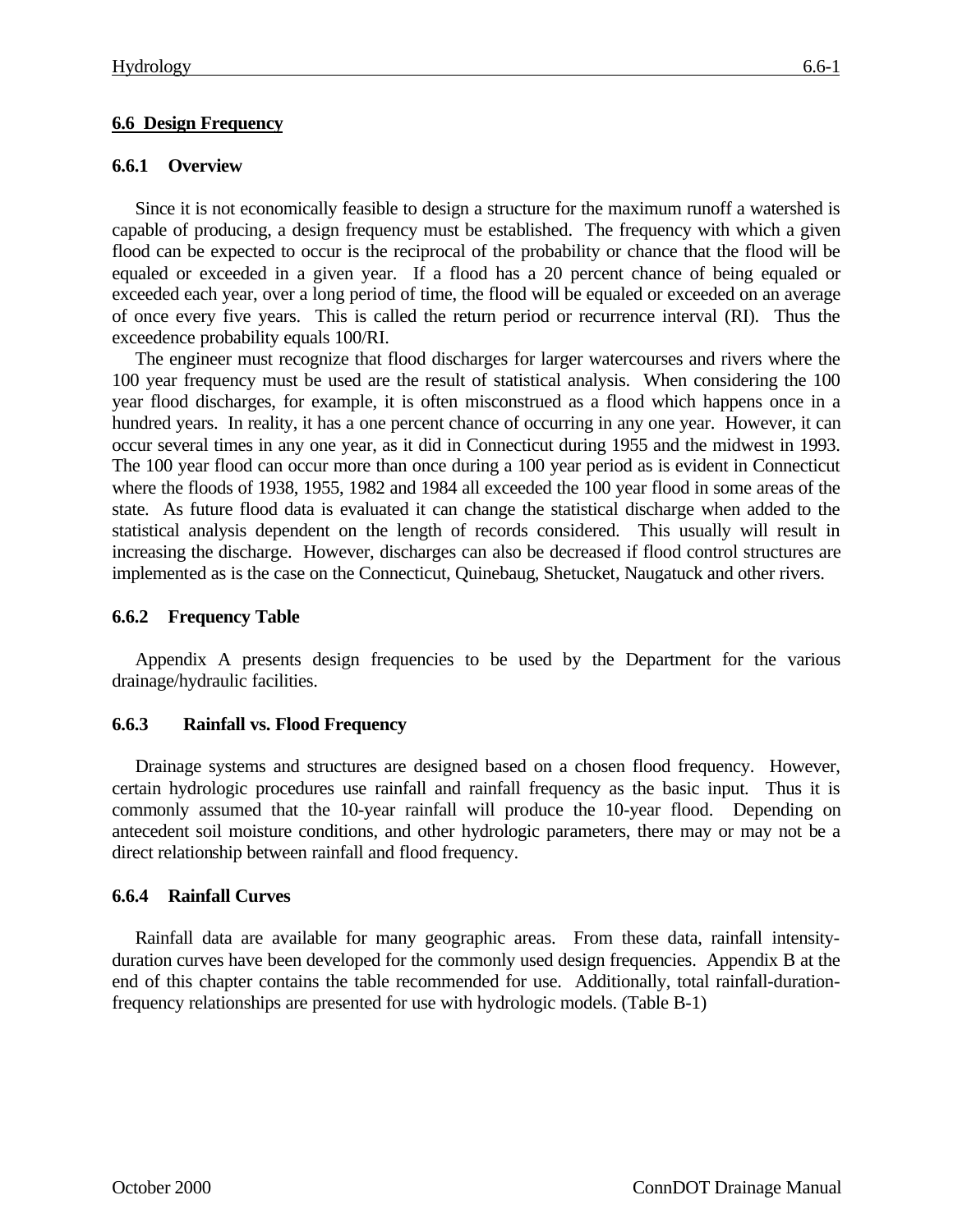## 6.6 Design Frequency

### 6.6.1 Overview

Since it is not economically feasible to design a structure for the maximum runoff a watershed is capable of producing, a design frequency must be established. The frequency with which a given flood can be expected to occur is the reciprocal of the probability or chance that the flood will be equaled or exceeded in a given year. If a flood has a 20 percent chance of being equaled or exceeded each year, over a long period of time, the flood will be equaled or exceeded on an average of once every five years. This is called the return period or recurrence interval (RI). Thus the exceedence probability equals 100/RI.

The engineer must recognize that flood discharges for larger watercourses and rivers where the 100 year frequency must be used are the result of statistical analysis. When considering the 100 year flood discharges, for example, it is often misconstrued as a flood which happens once in a hundred years. In reality, it has a one percent chance of occurring in any one year. However, it can occur several times in any one year, as it did in Connecticut during 1955 and the midwest in 1993. The 100 year flood can occur more than once during a 100 year period as is evident in Connecticut where the floods of 1938, 1955, 1982 and 1984 all exceeded the 100 year flood in some areas of the state. As future flood data is evaluated it can change the statistical discharge when added to the statistical analysis dependent on the length of records considered. This usually will result in increasing the discharge. However, discharges can also be decreased if flood control structures are implemented as is the case on the Connecticut, Quinebaug, Shetucket, Naugatuck and other rivers.

### 6.6.2 Frequency Table

Appendix A presents design frequencies to be used by the Department for the various drainage/hydraulic facilities.

### 6.6.3 Rainfall vs. Flood Frequency

Drainage systems and structures are designed based on a chosen flood frequency. However, certain hydrologic procedures use rainfall and rainfall frequency as the basic input. Thus it is commonly assumed that the 10-year rainfall will produce the 10-year flood. Depending on antecedent soil moisture conditions, and other hydrologic parameters, there may or may not be a direct relationship between rainfall and flood frequency.

### 6.6.4 Rainfall Curves

Rainfall data are available for many geographic areas. From these data, rainfall intensity-duration curves have been developed for the commonly used design frequencies. Appendix B at the end of this chapter contains the table recommended for use. Additionally, total rainfall-duration-frequency relationships are presented for use with hydrologic models. (Table B-1)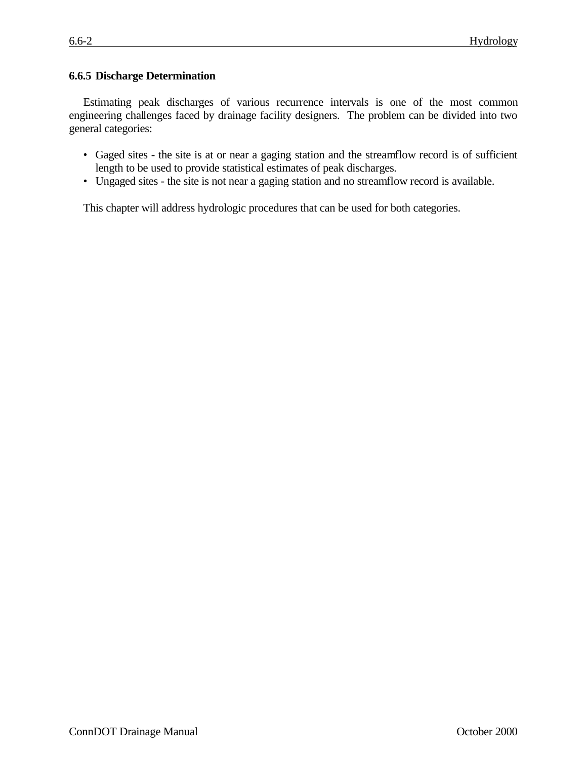### 6.6.5 Discharge Determination

Estimating peak discharges of various recurrence intervals is one of the most common engineering challenges faced by drainage facility designers. The problem can be divided into two general categories:

- Gaged sites - the site is at or near a gaging station and the streamflow record is of sufficient length to be used to provide statistical estimates of peak discharges.
- Ungaged sites - the site is not near a gaging station and no streamflow record is available.

This chapter will address hydrologic procedures that can be used for both categories.